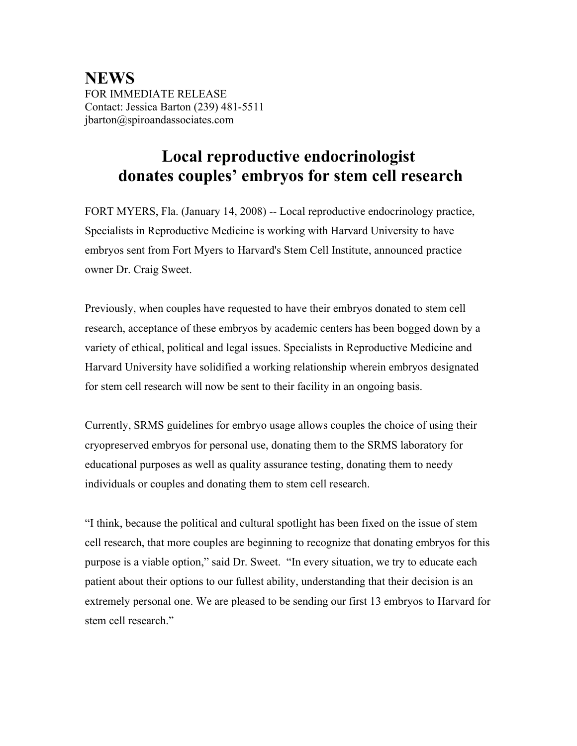# NEWS

FOR IMMEDIATE RELEASE
Contact: Jessica Barton (239) 481-5511
jbarton@spiroandassociates.com

## Local reproductive endocrinologist donates couples' embryos for stem cell research

FORT MYERS, Fla. (January 14, 2008) -- Local reproductive endocrinology practice, Specialists in Reproductive Medicine is working with Harvard University to have embryos sent from Fort Myers to Harvard's Stem Cell Institute, announced practice owner Dr. Craig Sweet.

Previously, when couples have requested to have their embryos donated to stem cell research, acceptance of these embryos by academic centers has been bogged down by a variety of ethical, political and legal issues. Specialists in Reproductive Medicine and Harvard University have solidified a working relationship wherein embryos designated for stem cell research will now be sent to their facility in an ongoing basis.

Currently, SRMS guidelines for embryo usage allows couples the choice of using their cryopreserved embryos for personal use, donating them to the SRMS laboratory for educational purposes as well as quality assurance testing, donating them to needy individuals or couples and donating them to stem cell research.

"I think, because the political and cultural spotlight has been fixed on the issue of stem cell research, that more couples are beginning to recognize that donating embryos for this purpose is a viable option," said Dr. Sweet. "In every situation, we try to educate each patient about their options to our fullest ability, understanding that their decision is an extremely personal one. We are pleased to be sending our first 13 embryos to Harvard for stem cell research."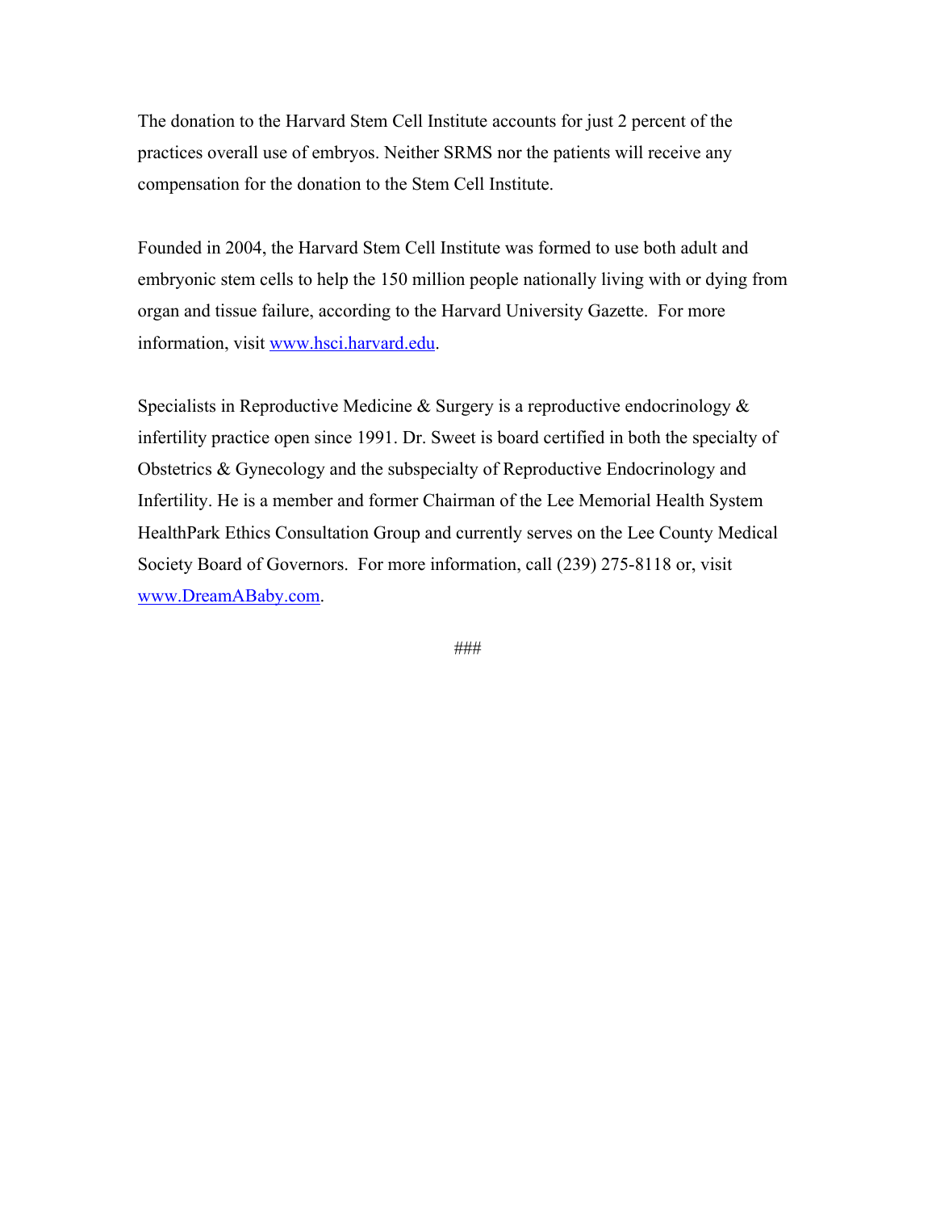The donation to the Harvard Stem Cell Institute accounts for just 2 percent of the practices overall use of embryos. Neither SRMS nor the patients will receive any compensation for the donation to the Stem Cell Institute.

Founded in 2004, the Harvard Stem Cell Institute was formed to use both adult and embryonic stem cells to help the 150 million people nationally living with or dying from organ and tissue failure, according to the Harvard University Gazette. For more information, visit www.hsci.harvard.edu.

Specialists in Reproductive Medicine & Surgery is a reproductive endocrinology & infertility practice open since 1991. Dr. Sweet is board certified in both the specialty of Obstetrics & Gynecology and the subspecialty of Reproductive Endocrinology and Infertility. He is a member and former Chairman of the Lee Memorial Health System HealthPark Ethics Consultation Group and currently serves on the Lee County Medical Society Board of Governors. For more information, call (239) 275-8118 or, visit www.DreamABaby.com.

###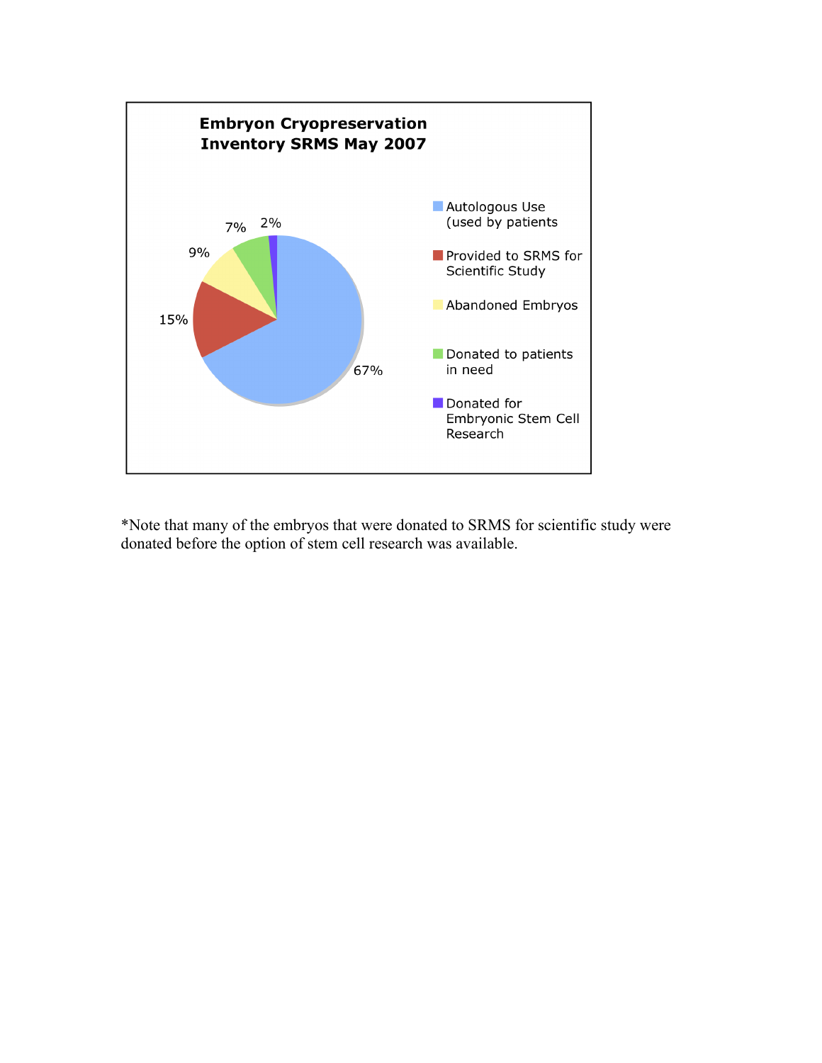**Embryon Cryopreservation Inventory SRMS May 2007**

67%

15%

9%

7%

2%

Autologous Use (used by patients

Provided to SRMS for Scientific Study

Abandoned Embryos

Donated to patients in need

Donated for Embryonic Stem Cell Research

*Note that many of the embryos that were donated to SRMS for scientific study were donated before the option of stem cell research was available.